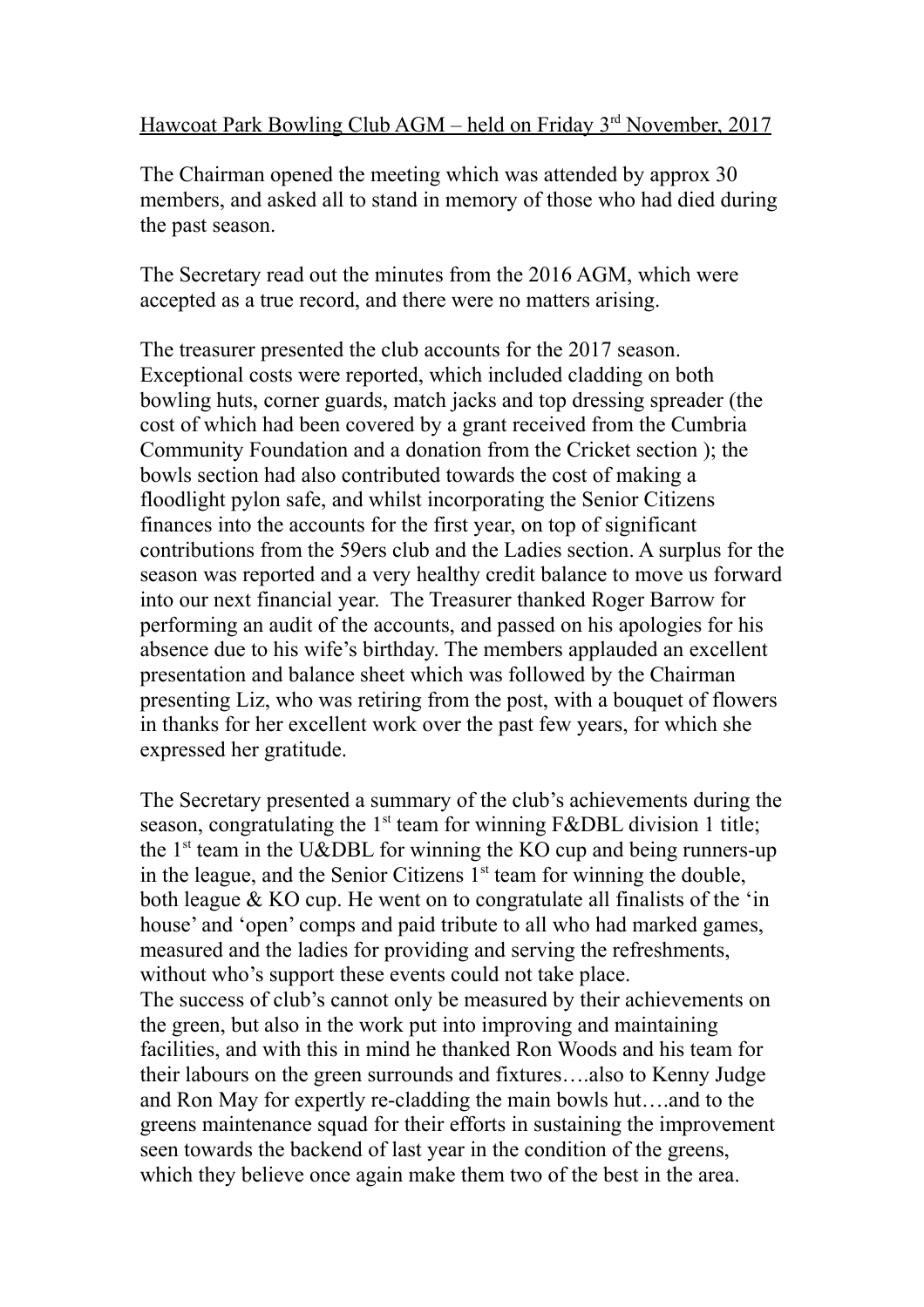Hawcoat Park Bowling Club AGM – held on Friday 3rd November, 2017

The Chairman opened the meeting which was attended by approx 30 members, and asked all to stand in memory of those who had died during the past season.

The Secretary read out the minutes from the 2016 AGM, which were accepted as a true record, and there were no matters arising.

The treasurer presented the club accounts for the 2017 season. Exceptional costs were reported, which included cladding on both bowling huts, corner guards, match jacks and top dressing spreader (the cost of which had been covered by a grant received from the Cumbria Community Foundation and a donation from the Cricket section ); the bowls section had also contributed towards the cost of making a floodlight pylon safe, and whilst incorporating the Senior Citizens finances into the accounts for the first year, on top of significant contributions from the 59ers club and the Ladies section. A surplus for the season was reported and a very healthy credit balance to move us forward into our next financial year. The Treasurer thanked Roger Barrow for performing an audit of the accounts, and passed on his apologies for his absence due to his wife's birthday. The members applauded an excellent presentation and balance sheet which was followed by the Chairman presenting Liz, who was retiring from the post, with a bouquet of flowers in thanks for her excellent work over the past few years, for which she expressed her gratitude.

The Secretary presented a summary of the club's achievements during the season, congratulating the 1st team for winning F&DBL division 1 title; the 1st team in the U&DBL for winning the KO cup and being runners-up in the league, and the Senior Citizens 1st team for winning the double, both league & KO cup. He went on to congratulate all finalists of the 'in house' and 'open' comps and paid tribute to all who had marked games, measured and the ladies for providing and serving the refreshments, without who's support these events could not take place.
The success of club's cannot only be measured by their achievements on the green, but also in the work put into improving and maintaining facilities, and with this in mind he thanked Ron Woods and his team for their labours on the green surrounds and fixtures….also to Kenny Judge and Ron May for expertly re-cladding the main bowls hut….and to the greens maintenance squad for their efforts in sustaining the improvement seen towards the backend of last year in the condition of the greens, which they believe once again make them two of the best in the area.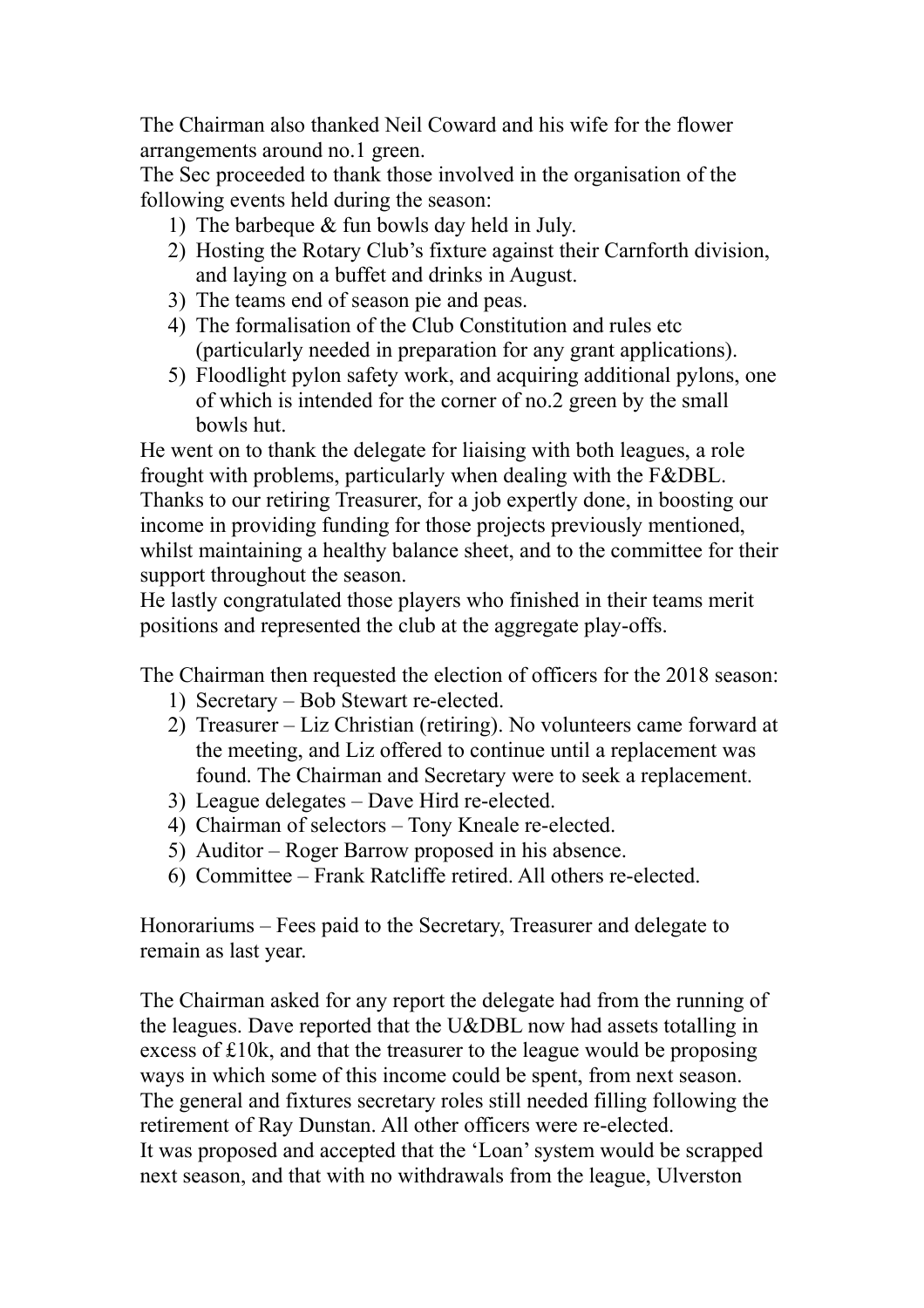The Chairman also thanked Neil Coward and his wife for the flower arrangements around no.1 green.
The Sec proceeded to thank those involved in the organisation of the following events held during the season:

1) The barbeque & fun bowls day held in July.
2) Hosting the Rotary Club's fixture against their Carnforth division, and laying on a buffet and drinks in August.
3) The teams end of season pie and peas.
4) The formalisation of the Club Constitution and rules etc (particularly needed in preparation for any grant applications).
5) Floodlight pylon safety work, and acquiring additional pylons, one of which is intended for the corner of no.2 green by the small bowls hut.

He went on to thank the delegate for liaising with both leagues, a role frought with problems, particularly when dealing with the F&DBL. Thanks to our retiring Treasurer, for a job expertly done, in boosting our income in providing funding for those projects previously mentioned, whilst maintaining a healthy balance sheet, and to the committee for their support throughout the season.
He lastly congratulated those players who finished in their teams merit positions and represented the club at the aggregate play-offs.

The Chairman then requested the election of officers for the 2018 season:

1) Secretary – Bob Stewart re-elected.
2) Treasurer – Liz Christian (retiring). No volunteers came forward at the meeting, and Liz offered to continue until a replacement was found. The Chairman and Secretary were to seek a replacement.
3) League delegates – Dave Hird re-elected.
4) Chairman of selectors – Tony Kneale re-elected.
5) Auditor – Roger Barrow proposed in his absence.
6) Committee – Frank Ratcliffe retired. All others re-elected.

Honorariums – Fees paid to the Secretary, Treasurer and delegate to remain as last year.

The Chairman asked for any report the delegate had from the running of the leagues. Dave reported that the U&DBL now had assets totalling in excess of £10k, and that the treasurer to the league would be proposing ways in which some of this income could be spent, from next season. The general and fixtures secretary roles still needed filling following the retirement of Ray Dunstan. All other officers were re-elected.
It was proposed and accepted that the 'Loan' system would be scrapped next season, and that with no withdrawals from the league, Ulverston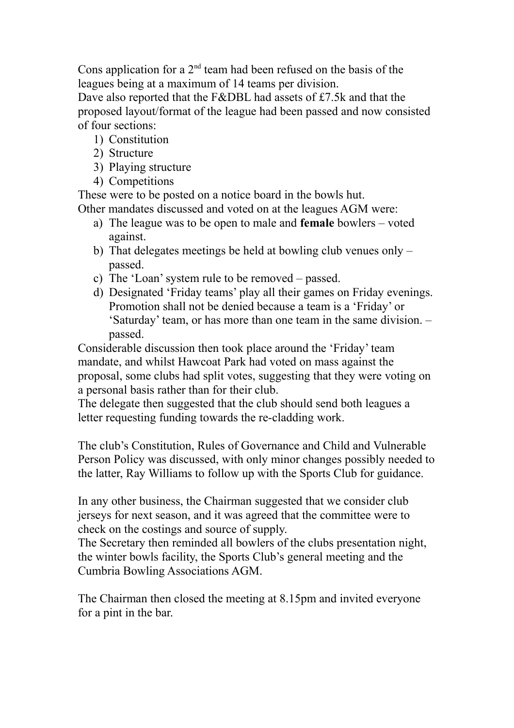Cons application for a 2nd team had been refused on the basis of the leagues being at a maximum of 14 teams per division.
Dave also reported that the F&DBL had assets of £7.5k and that the proposed layout/format of the league had been passed and now consisted of four sections:

1) Constitution
2) Structure
3) Playing structure
4) Competitions

These were to be posted on a notice board in the bowls hut.
Other mandates discussed and voted on at the leagues AGM were:

a) The league was to be open to male and **female** bowlers – voted against.
b) That delegates meetings be held at bowling club venues only – passed.
c) The 'Loan' system rule to be removed – passed.
d) Designated 'Friday teams' play all their games on Friday evenings. Promotion shall not be denied because a team is a 'Friday' or 'Saturday' team, or has more than one team in the same division. – passed.

Considerable discussion then took place around the 'Friday' team mandate, and whilst Hawcoat Park had voted on mass against the proposal, some clubs had split votes, suggesting that they were voting on a personal basis rather than for their club.
The delegate then suggested that the club should send both leagues a letter requesting funding towards the re-cladding work.

The club's Constitution, Rules of Governance and Child and Vulnerable Person Policy was discussed, with only minor changes possibly needed to the latter, Ray Williams to follow up with the Sports Club for guidance.

In any other business, the Chairman suggested that we consider club jerseys for next season, and it was agreed that the committee were to check on the costings and source of supply.
The Secretary then reminded all bowlers of the clubs presentation night, the winter bowls facility, the Sports Club's general meeting and the Cumbria Bowling Associations AGM.

The Chairman then closed the meeting at 8.15pm and invited everyone for a pint in the bar.